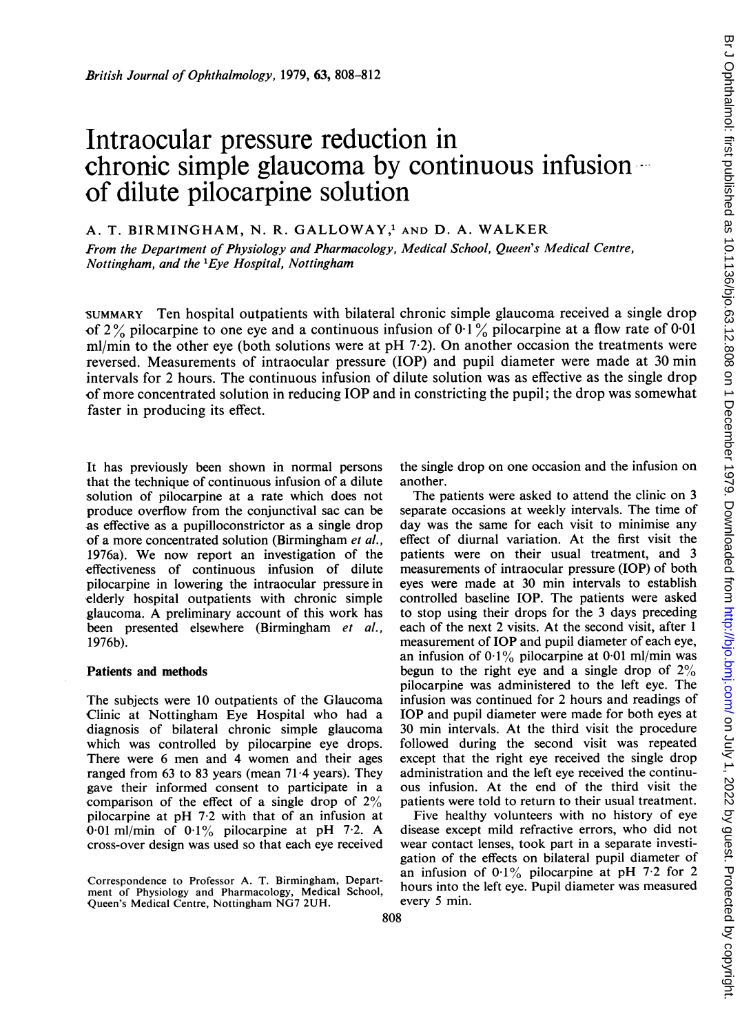# Intraocular pressure reduction in chronic simple glaucoma by continuous infusion of dilute pilocarpine solution

A. T. BIRMINGHAM, N. R. GALLOWAY,[1] AND D. A. WALKER

*From the Department of Physiology and Pharmacology, Medical School, Queen's Medical Centre, Nottingham, and the [1]Eye Hospital, Nottingham*

SUMMARY Ten hospital outpatients with bilateral chronic simple glaucoma received a single drop of 2% pilocarpine to one eye and a continuous infusion of 0·1% pilocarpine at a flow rate of 0·01 ml/min to the other eye (both solutions were at pH 7·2). On another occasion the treatments were reversed. Measurements of intraocular pressure (IOP) and pupil diameter were made at 30 min intervals for 2 hours. The continuous infusion of dilute solution was as effective as the single drop of more concentrated solution in reducing IOP and in constricting the pupil; the drop was somewhat faster in producing its effect.

It has previously been shown in normal persons that the technique of continuous infusion of a dilute solution of pilocarpine at a rate which does not produce overflow from the conjunctival sac can be as effective as a pupilloconstrictor as a single drop of a more concentrated solution (Birmingham *et al.*, 1976a). We now report an investigation of the effectiveness of continuous infusion of dilute pilocarpine in lowering the intraocular pressure in elderly hospital outpatients with chronic simple glaucoma. A preliminary account of this work has been presented elsewhere (Birmingham *et al.*, 1976b).

## Patients and methods

The subjects were 10 outpatients of the Glaucoma Clinic at Nottingham Eye Hospital who had a diagnosis of bilateral chronic simple glaucoma which was controlled by pilocarpine eye drops. There were 6 men and 4 women and their ages ranged from 63 to 83 years (mean 71·4 years). They gave their informed consent to participate in a comparison of the effect of a single drop of 2% pilocarpine at pH 7·2 with that of an infusion at 0·01 ml/min of 0·1% pilocarpine at pH 7·2. A cross-over design was used so that each eye received the single drop on one occasion and the infusion on another.

The patients were asked to attend the clinic on 3 separate occasions at weekly intervals. The time of day was the same for each visit to minimise any effect of diurnal variation. At the first visit the patients were on their usual treatment, and 3 measurements of intraocular pressure (IOP) of both eyes were made at 30 min intervals to establish controlled baseline IOP. The patients were asked to stop using their drops for the 3 days preceding each of the next 2 visits. At the second visit, after 1 measurement of IOP and pupil diameter of each eye, an infusion of 0·1% pilocarpine at 0·01 ml/min was begun to the right eye and a single drop of 2% pilocarpine was administered to the left eye. The infusion was continued for 2 hours and readings of IOP and pupil diameter were made for both eyes at 30 min intervals. At the third visit the procedure followed during the second visit was repeated except that the right eye received the single drop administration and the left eye received the continuous infusion. At the end of the third visit the patients were told to return to their usual treatment.

Five healthy volunteers with no history of eye disease except mild refractive errors, who did not wear contact lenses, took part in a separate investigation of the effects on bilateral pupil diameter of an infusion of 0·1% pilocarpine at pH 7·2 for 2 hours into the left eye. Pupil diameter was measured every 5 min.

Correspondence to Professor A. T. Birmingham, Department of Physiology and Pharmacology, Medical School, Queen's Medical Centre, Nottingham NG7 2UH.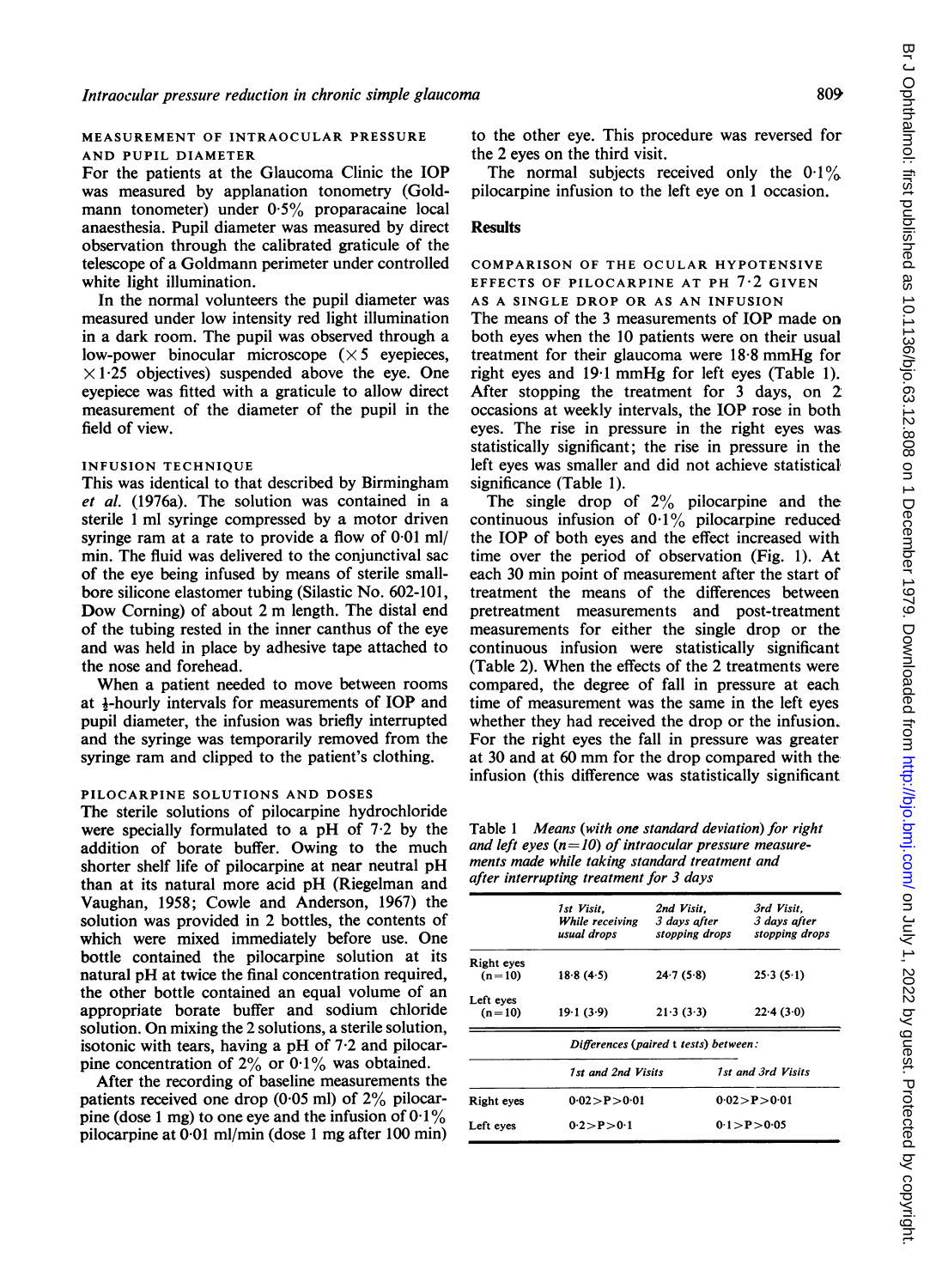### MEASUREMENT OF INTRAOCULAR PRESSURE AND PUPIL DIAMETER

For the patients at the Glaucoma Clinic the IOP was measured by applanation tonometry (Goldmann tonometer) under 0·5% proparacaine local anaesthesia. Pupil diameter was measured by direct observation through the calibrated graticule of the telescope of a Goldmann perimeter under controlled white light illumination.

In the normal volunteers the pupil diameter was measured under low intensity red light illumination in a dark room. The pupil was observed through a low-power binocular microscope (×5 eyepieces, ×1·25 objectives) suspended above the eye. One eyepiece was fitted with a graticule to allow direct measurement of the diameter of the pupil in the field of view.

### INFUSION TECHNIQUE

This was identical to that described by Birmingham *et al.* (1976a). The solution was contained in a sterile 1 ml syringe compressed by a motor driven syringe ram at a rate to provide a flow of 0·01 ml/min. The fluid was delivered to the conjunctival sac of the eye being infused by means of sterile small-bore silicone elastomer tubing (Silastic No. 602-101, Dow Corning) of about 2 m length. The distal end of the tubing rested in the inner canthus of the eye and was held in place by adhesive tape attached to the nose and forehead.

When a patient needed to move between rooms at ½-hourly intervals for measurements of IOP and pupil diameter, the infusion was briefly interrupted and the syringe was temporarily removed from the syringe ram and clipped to the patient's clothing.

### PILOCARPINE SOLUTIONS AND DOSES

The sterile solutions of pilocarpine hydrochloride were specially formulated to a pH of 7·2 by the addition of borate buffer. Owing to the much shorter shelf life of pilocarpine at near neutral pH than at its natural more acid pH (Riegelman and Vaughan, 1958; Cowle and Anderson, 1967) the solution was provided in 2 bottles, the contents of which were mixed immediately before use. One bottle contained the pilocarpine solution at its natural pH at twice the final concentration required, the other bottle contained an equal volume of an appropriate borate buffer and sodium chloride solution. On mixing the 2 solutions, a sterile solution, isotonic with tears, having a pH of 7·2 and pilocarpine concentration of 2% or 0·1% was obtained.

After the recording of baseline measurements the patients received one drop (0·05 ml) of 2% pilocarpine (dose 1 mg) to one eye and the infusion of 0·1% pilocarpine at 0·01 ml/min (dose 1 mg after 100 min) to the other eye. This procedure was reversed for the 2 eyes on the third visit.

The normal subjects received only the 0·1% pilocarpine infusion to the left eye on 1 occasion.

## Results

### COMPARISON OF THE OCULAR HYPOTENSIVE EFFECTS OF PILOCARPINE AT PH 7·2 GIVEN AS A SINGLE DROP OR AS AN INFUSION

The means of the 3 measurements of IOP made on both eyes when the 10 patients were on their usual treatment for their glaucoma were 18·8 mmHg for right eyes and 19·1 mmHg for left eyes (Table 1). After stopping the treatment for 3 days, on 2 occasions at weekly intervals, the IOP rose in both eyes. The rise in pressure in the right eyes was statistically significant; the rise in pressure in the left eyes was smaller and did not achieve statistical significance (Table 1).

The single drop of 2% pilocarpine and the continuous infusion of 0·1% pilocarpine reduced the IOP of both eyes and the effect increased with time over the period of observation (Fig. 1). At each 30 min point of measurement after the start of treatment the means of the differences between pretreatment measurements and post-treatment measurements for either the single drop or the continuous infusion were statistically significant (Table 2). When the effects of the 2 treatments were compared, the degree of fall in pressure at each time of measurement was the same in the left eyes whether they had received the drop or the infusion. For the right eyes the fall in pressure was greater at 30 and at 60 mm for the drop compared with the infusion (this difference was statistically significant

Table 1 *Means (with one standard deviation) for right and left eyes (n=10) of intraocular pressure measurements made while taking standard treatment and after interrupting treatment for 3 days*

| | *1st Visit, While receiving usual drops* | *2nd Visit, 3 days after stopping drops* | *3rd Visit, 3 days after stopping drops* |
|---|---|---|---|
| Right eyes (n=10) | 18·8 (4·5) | 24·7 (5·8) | 25·3 (5·1) |
| Left eyes (n=10) | 19·1 (3·9) | 21·3 (3·3) | 22·4 (3·0) |

| | *Differences (paired t tests) between:* | |
|---|---|---|
| | *1st and 2nd Visits* | *1st and 3rd Visits* |
| Right eyes | $0·02>P>0·01$ | $0·02>P>0·01$ |
| Left eyes | $0·2>P>0·1$ | $0·1>P>0·05$ |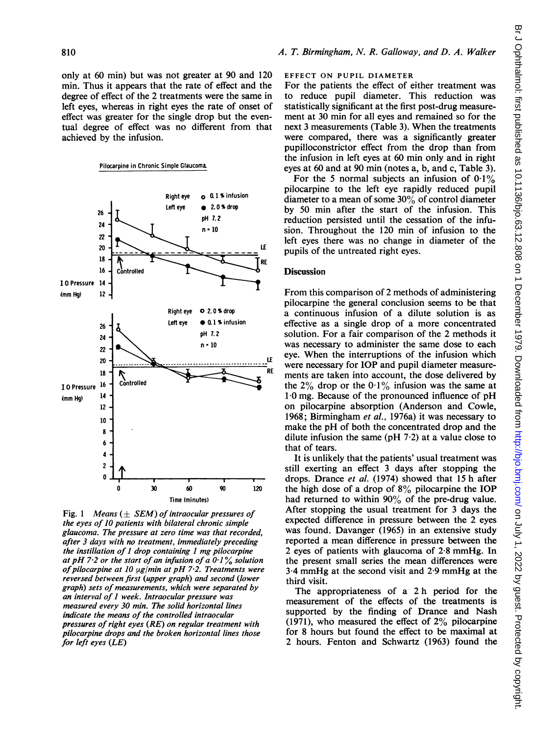only at 60 min) but was not greater at 90 and 120 min. Thus it appears that the rate of effect and the degree of effect of the 2 treatments were the same in left eyes, whereas in right eyes the rate of onset of effect was greater for the single drop but the eventual degree of effect was no different from that achieved by the infusion.

Fig. 1 *Means (± SEM) of intraocular pressures of the eyes of 10 patients with bilateral chronic simple glaucoma. The pressure at zero time was that recorded, after 3 days with no treatment, immediately preceding the instillation of 1 drop containing 1 mg pilocarpine at pH 7·2 or the start of an infusion of a 0·1% solution of pilocarpine at 10 µg/min at pH 7·2. Treatments were reversed between first (upper graph) and second (lower graph) sets of measurements, which were separated by an interval of 1 week. Intraocular pressure was measured every 30 min. The solid horizontal lines indicate the means of the controlled intraocular pressures of right eyes (RE) on regular treatment with pilocarpine drops and the broken horizontal lines those for left eyes (LE)*

EFFECT ON PUPIL DIAMETER

For the patients the effect of either treatment was to reduce pupil diameter. This reduction was statistically significant at the first post-drug measurement at 30 min for all eyes and remained so for the next 3 measurements (Table 3). When the treatments were compared, there was a significantly greater pupilloconstrictor effect from the drop than from the infusion in left eyes at 60 min only and in right eyes at 60 and at 90 min (notes a, b, and c, Table 3).

For the 5 normal subjects an infusion of 0·1% pilocarpine to the left eye rapidly reduced pupil diameter to a mean of some 30% of control diameter by 50 min after the start of the infusion. This reduction persisted until the cessation of the infusion. Throughout the 120 min of infusion to the left eyes there was no change in diameter of the pupils of the untreated right eyes.

## Discussion

From this comparison of 2 methods of administering pilocarpine the general conclusion seems to be that a continuous infusion of a dilute solution is as effective as a single drop of a more concentrated solution. For a fair comparison of the 2 methods it was necessary to administer the same dose to each eye. When the interruptions of the infusion which were necessary for IOP and pupil diameter measurements are taken into account, the dose delivered by the 2% drop or the 0·1% infusion was the same at 1·0 mg. Because of the pronounced influence of pH on pilocarpine absorption (Anderson and Cowle, 1968; Birmingham *et al.*, 1976a) it was necessary to make the pH of both the concentrated drop and the dilute infusion the same (pH 7·2) at a value close to that of tears.

It is unlikely that the patients' usual treatment was still exerting an effect 3 days after stopping the drops. Drance *et al.* (1974) showed that 15 h after the high dose of a drop of 8% pilocarpine the IOP had returned to within 90% of the pre-drug value. After stopping the usual treatment for 3 days the expected difference in pressure between the 2 eyes was found. Davanger (1965) in an extensive study reported a mean difference in pressure between the 2 eyes of patients with glaucoma of 2·8 mmHg. In the present small series the mean differences were 3·4 mmHg at the second visit and 2·9 mmHg at the third visit.

The appropriateness of a 2 h period for the measurement of the effects of the treatments is supported by the finding of Drance and Nash (1971), who measured the effect of 2% pilocarpine for 8 hours but found the effect to be maximal at 2 hours. Fenton and Schwartz (1963) found the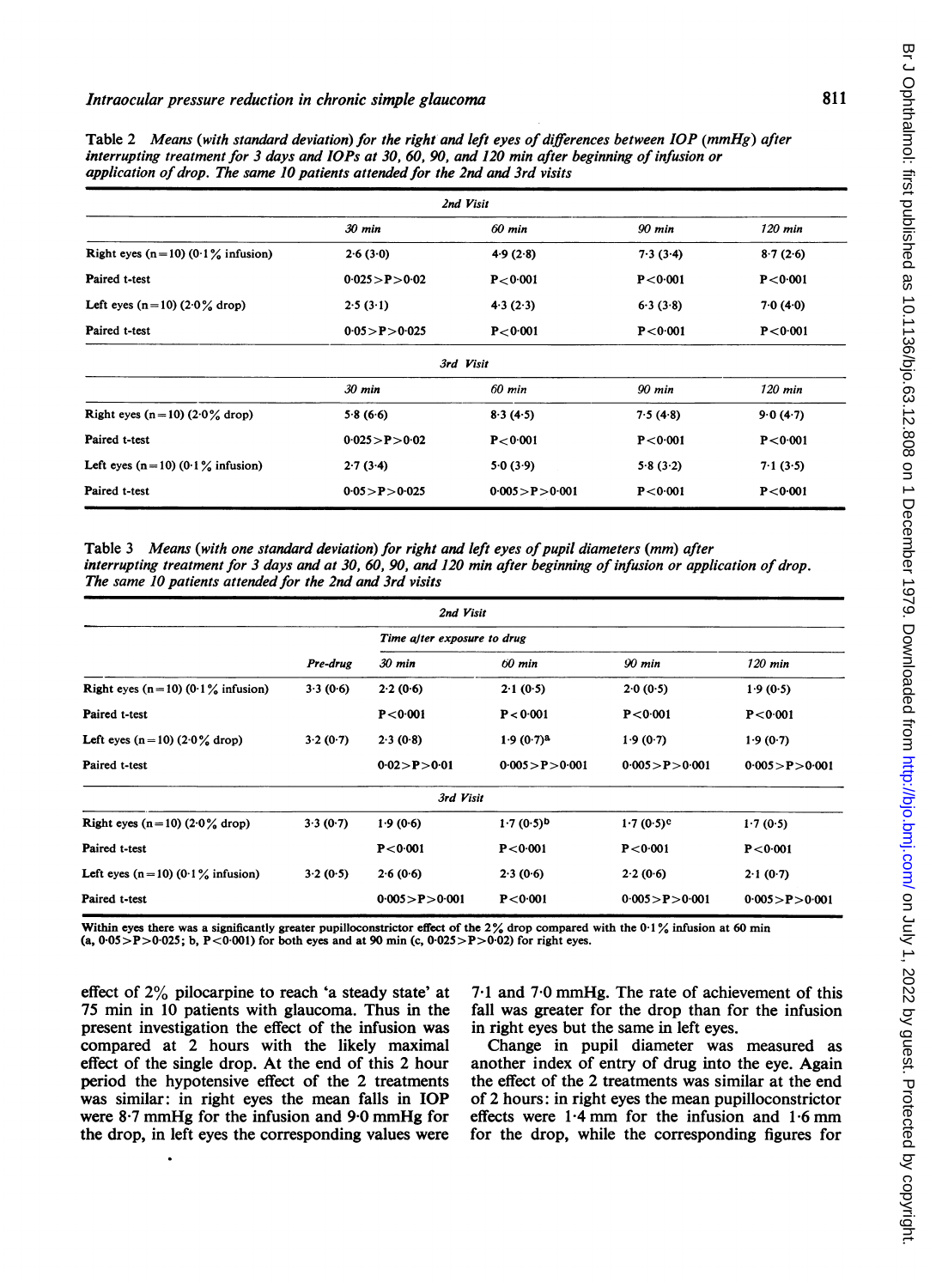Table 2 *Means (with standard deviation) for the right and left eyes of differences between IOP (mmHg) after interrupting treatment for 3 days and IOPs at 30, 60, 90, and 120 min after beginning of infusion or application of drop. The same 10 patients attended for the 2nd and 3rd visits*

| | 2nd Visit | | | |
|---|---|---|---|---|
| | 30 min | 60 min | 90 min | 120 min |
| **Right eyes (n=10) (0·1% infusion)** | 2·6 (3·0) | 4·9 (2·8) | 7·3 (3·4) | 8·7 (2·6) |
| **Paired t-test** | 0·025>P>0·02 | P<0·001 | P<0·001 | P<0·001 |
| **Left eyes (n=10) (2·0% drop)** | 2·5 (3·1) | 4·3 (2·3) | 6·3 (3·8) | 7·0 (4·0) |
| **Paired t-test** | 0·05>P>0·025 | P<0·001 | P<0·001 | P<0·001 |
| | **3rd Visit** | | | |
| | 30 min | 60 min | 90 min | 120 min |
| **Right eyes (n=10) (2·0% drop)** | 5·8 (6·6) | 8·3 (4·5) | 7·5 (4·8) | 9·0 (4·7) |
| **Paired t-test** | 0·025>P>0·02 | P<0·001 | P<0·001 | P<0·001 |
| **Left eyes (n=10) (0·1% infusion)** | 2·7 (3·4) | 5·0 (3·9) | 5·8 (3·2) | 7·1 (3·5) |
| **Paired t-test** | 0·05>P>0·025 | 0·005>P>0·001 | P<0·001 | P<0·001 |

Table 3 *Means (with one standard deviation) for right and left eyes of pupil diameters (mm) after interrupting treatment for 3 days and at 30, 60, 90, and 120 min after beginning of infusion or application of drop. The same 10 patients attended for the 2nd and 3rd visits*

| | 2nd Visit | | | | |
|---|---|---|---|---|---|
| | | Time after exposure to drug | | | |
| | Pre-drug | 30 min | 60 min | 90 min | 120 min |
| **Right eyes (n=10) (0·1% infusion)** | 3·3 (0·6) | 2·2 (0·6) | 2·1 (0·5) | 2·0 (0·5) | 1·9 (0·5) |
| **Paired t-test** | | P<0·001 | P<0·001 | P<0·001 | P<0·001 |
| **Left eyes (n=10) (2·0% drop)** | 3·2 (0·7) | 2·3 (0·8) | 1·9 (0·7)[a] | 1·9 (0·7) | 1·9 (0·7) |
| **Paired t-test** | | 0·02>P>0·01 | 0·005>P>0·001 | 0·005>P>0·001 | 0·005>P>0·001 |
| | **3rd Visit** | | | | |
| **Right eyes (n=10) (2·0% drop)** | 3·3 (0·7) | 1·9 (0·6) | 1·7 (0·5)[b] | 1·7 (0·5)[c] | 1·7 (0·5) |
| **Paired t-test** | | P<0·001 | P<0·001 | P<0·001 | P<0·001 |
| **Left eyes (n=10) (0·1% infusion)** | 3·2 (0·5) | 2·6 (0·6) | 2·3 (0·6) | 2·2 (0·6) | 2·1 (0·7) |
| **Paired t-test** | | 0·005>P>0·001 | P<0·001 | 0·005>P>0·001 | 0·005>P>0·001 |

Within eyes there was a significantly greater pupilloconstrictor effect of the 2% drop compared with the 0·1% infusion at 60 min (a, 0·05>P>0·025; b, P<0·001) for both eyes and at 90 min (c, 0·025>P>0·02) for right eyes.

effect of 2% pilocarpine to reach 'a steady state' at 75 min in 10 patients with glaucoma. Thus in the present investigation the effect of the infusion was compared at 2 hours with the likely maximal effect of the single drop. At the end of this 2 hour period the hypotensive effect of the 2 treatments was similar: in right eyes the mean falls in IOP were 8·7 mmHg for the infusion and 9·0 mmHg for the drop, in left eyes the corresponding values were 7·1 and 7·0 mmHg. The rate of achievement of this fall was greater for the drop than for the infusion in right eyes but the same in left eyes.

Change in pupil diameter was measured as another index of entry of drug into the eye. Again the effect of the 2 treatments was similar at the end of 2 hours: in right eyes the mean pupilloconstrictor effects were 1·4 mm for the infusion and 1·6 mm for the drop, while the corresponding figures for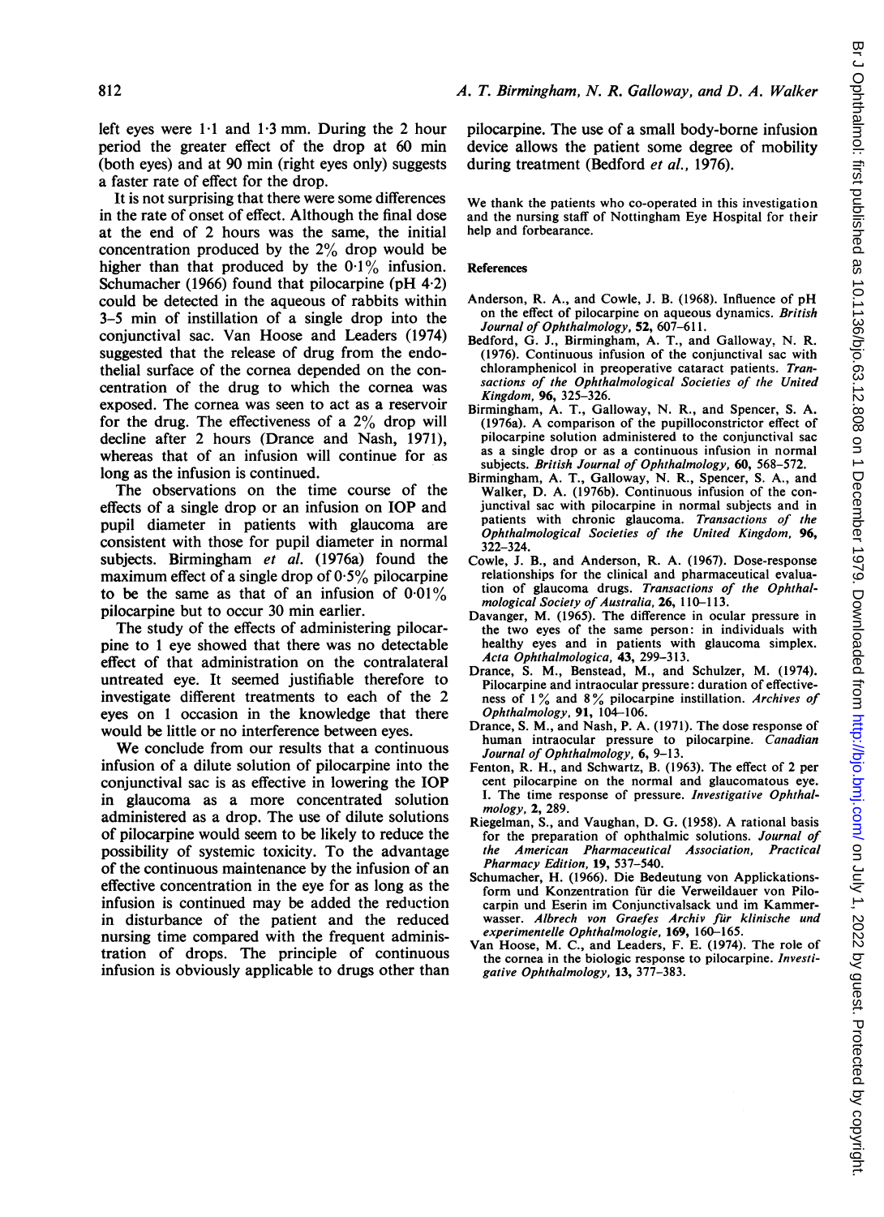left eyes were 1·1 and 1·3 mm. During the 2 hour period the greater effect of the drop at 60 min (both eyes) and at 90 min (right eyes only) suggests a faster rate of effect for the drop.

It is not surprising that there were some differences in the rate of onset of effect. Although the final dose at the end of 2 hours was the same, the initial concentration produced by the 2% drop would be higher than that produced by the 0·1% infusion. Schumacher (1966) found that pilocarpine (pH 4·2) could be detected in the aqueous of rabbits within 3–5 min of instillation of a single drop into the conjunctival sac. Van Hoose and Leaders (1974) suggested that the release of drug from the endothelial surface of the cornea depended on the concentration of the drug to which the cornea was exposed. The cornea was seen to act as a reservoir for the drug. The effectiveness of a 2% drop will decline after 2 hours (Drance and Nash, 1971), whereas that of an infusion will continue for as long as the infusion is continued.

The observations on the time course of the effects of a single drop or an infusion on IOP and pupil diameter in patients with glaucoma are consistent with those for pupil diameter in normal subjects. Birmingham *et al.* (1976a) found the maximum effect of a single drop of 0·5% pilocarpine to be the same as that of an infusion of 0·01% pilocarpine but to occur 30 min earlier.

The study of the effects of administering pilocarpine to 1 eye showed that there was no detectable effect of that administration on the contralateral untreated eye. It seemed justifiable therefore to investigate different treatments to each of the 2 eyes on 1 occasion in the knowledge that there would be little or no interference between eyes.

We conclude from our results that a continuous infusion of a dilute solution of pilocarpine into the conjunctival sac is as effective in lowering the IOP in glaucoma as a more concentrated solution administered as a drop. The use of dilute solutions of pilocarpine would seem to be likely to reduce the possibility of systemic toxicity. To the advantage of the continuous maintenance by the infusion of an effective concentration in the eye for as long as the infusion is continued may be added the reduction in disturbance of the patient and the reduced nursing time compared with the frequent administration of drops. The principle of continuous infusion is obviously applicable to drugs other than pilocarpine. The use of a small body-borne infusion device allows the patient some degree of mobility during treatment (Bedford *et al.*, 1976).

We thank the patients who co-operated in this investigation and the nursing staff of Nottingham Eye Hospital for their help and forbearance.

## References

Anderson, R. A., and Cowle, J. B. (1968). Influence of pH on the effect of pilocarpine on aqueous dynamics. *British Journal of Ophthalmology*, **52**, 607–611.

Bedford, G. J., Birmingham, A. T., and Galloway, N. R. (1976). Continuous infusion of the conjunctival sac with chloramphenicol in preoperative cataract patients. *Transactions of the Ophthalmological Societies of the United Kingdom*, **96**, 325–326.

Birmingham, A. T., Galloway, N. R., and Spencer, S. A. (1976a). A comparison of the pupilloconstrictor effect of pilocarpine solution administered to the conjunctival sac as a single drop or as a continuous infusion in normal subjects. *British Journal of Ophthalmology*, **60**, 568–572.

Birmingham, A. T., Galloway, N. R., Spencer, S. A., and Walker, D. A. (1976b). Continuous infusion of the conjunctival sac with pilocarpine in normal subjects and in patients with chronic glaucoma. *Transactions of the Ophthalmological Societies of the United Kingdom*, **96**, 322–324.

Cowle, J. B., and Anderson, R. A. (1967). Dose-response relationships for the clinical and pharmaceutical evaluation of glaucoma drugs. *Transactions of the Ophthalmological Society of Australia*, **26**, 110–113.

Davanger, M. (1965). The difference in ocular pressure in the two eyes of the same person: in individuals with healthy eyes and in patients with glaucoma simplex. *Acta Ophthalmologica*, **43**, 299–313.

Drance, S. M., Benstead, M., and Schulzer, M. (1974). Pilocarpine and intraocular pressure: duration of effectiveness of 1% and 8% pilocarpine instillation. *Archives of Ophthalmology*, **91**, 104–106.

Drance, S. M., and Nash, P. A. (1971). The dose response of human intraocular pressure to pilocarpine. *Canadian Journal of Ophthalmology*, **6**, 9–13.

Fenton, R. H., and Schwartz, B. (1963). The effect of 2 per cent pilocarpine on the normal and glaucomatous eye. I. The time response of pressure. *Investigative Ophthalmology*, **2**, 289.

Riegelman, S., and Vaughan, D. G. (1958). A rational basis for the preparation of ophthalmic solutions. *Journal of the American Pharmaceutical Association, Practical Pharmacy Edition*, **19**, 537–540.

Schumacher, H. (1966). Die Bedeutung von Applikationsform und Konzentration für die Verweildauer von Pilocarpin und Eserin im Conjunctivalsack und im Kammerwasser. *Albrecht von Graefes Archiv für klinische und experimentelle Ophthalmologie*, **169**, 160–165.

Van Hoose, M. C., and Leaders, F. E. (1974). The role of the cornea in the biologic response to pilocarpine. *Investigative Ophthalmology*, **13**, 377–383.